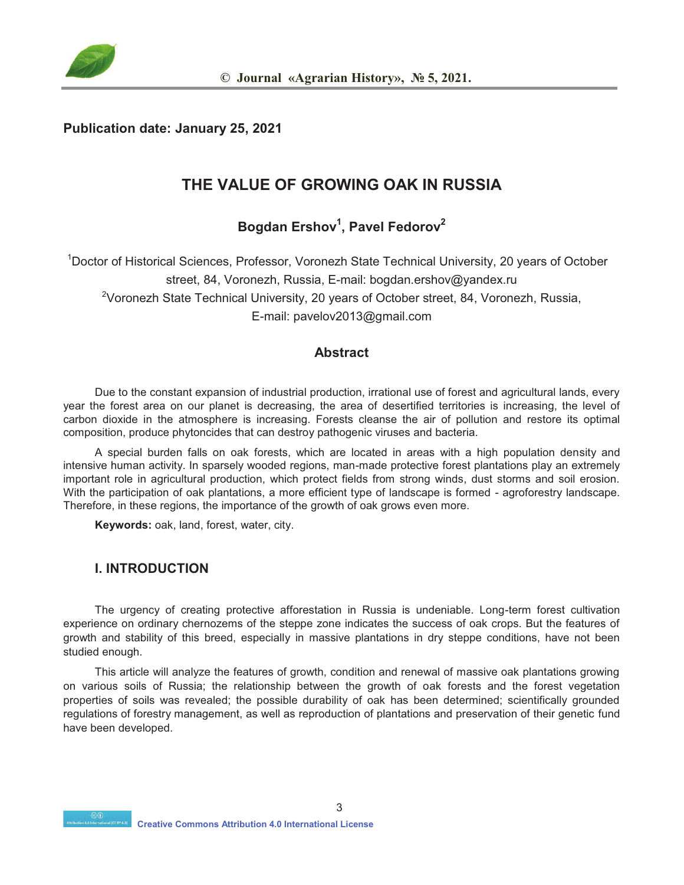**Publication date: January 25, 2021**

# THE VALUE OF GROWING OAK IN RUSSIA

**Bogdan Ershov[1], Pavel Fedorov[2]**

[1]Doctor of Historical Sciences, Professor, Voronezh State Technical University, 20 years of October street, 84, Voronezh, Russia, E-mail: bogdan.ershov@yandex.ru

[2]Voronezh State Technical University, 20 years of October street, 84, Voronezh, Russia, E-mail: pavelov2013@gmail.com

## Abstract

Due to the constant expansion of industrial production, irrational use of forest and agricultural lands, every year the forest area on our planet is decreasing, the area of desertified territories is increasing, the level of carbon dioxide in the atmosphere is increasing. Forests cleanse the air of pollution and restore its optimal composition, produce phytoncides that can destroy pathogenic viruses and bacteria.

A special burden falls on oak forests, which are located in areas with a high population density and intensive human activity. In sparsely wooded regions, man-made protective forest plantations play an extremely important role in agricultural production, which protect fields from strong winds, dust storms and soil erosion. With the participation of oak plantations, a more efficient type of landscape is formed - agroforestry landscape. Therefore, in these regions, the importance of the growth of oak grows even more.

**Keywords:** oak, land, forest, water, city.

## I. INTRODUCTION

The urgency of creating protective afforestation in Russia is undeniable. Long-term forest cultivation experience on ordinary chernozems of the steppe zone indicates the success of oak crops. But the features of growth and stability of this breed, especially in massive plantations in dry steppe conditions, have not been studied enough.

This article will analyze the features of growth, condition and renewal of massive oak plantations growing on various soils of Russia; the relationship between the growth of oak forests and the forest vegetation properties of soils was revealed; the possible durability of oak has been determined; scientifically grounded regulations of forestry management, as well as reproduction of plantations and preservation of their genetic fund have been developed.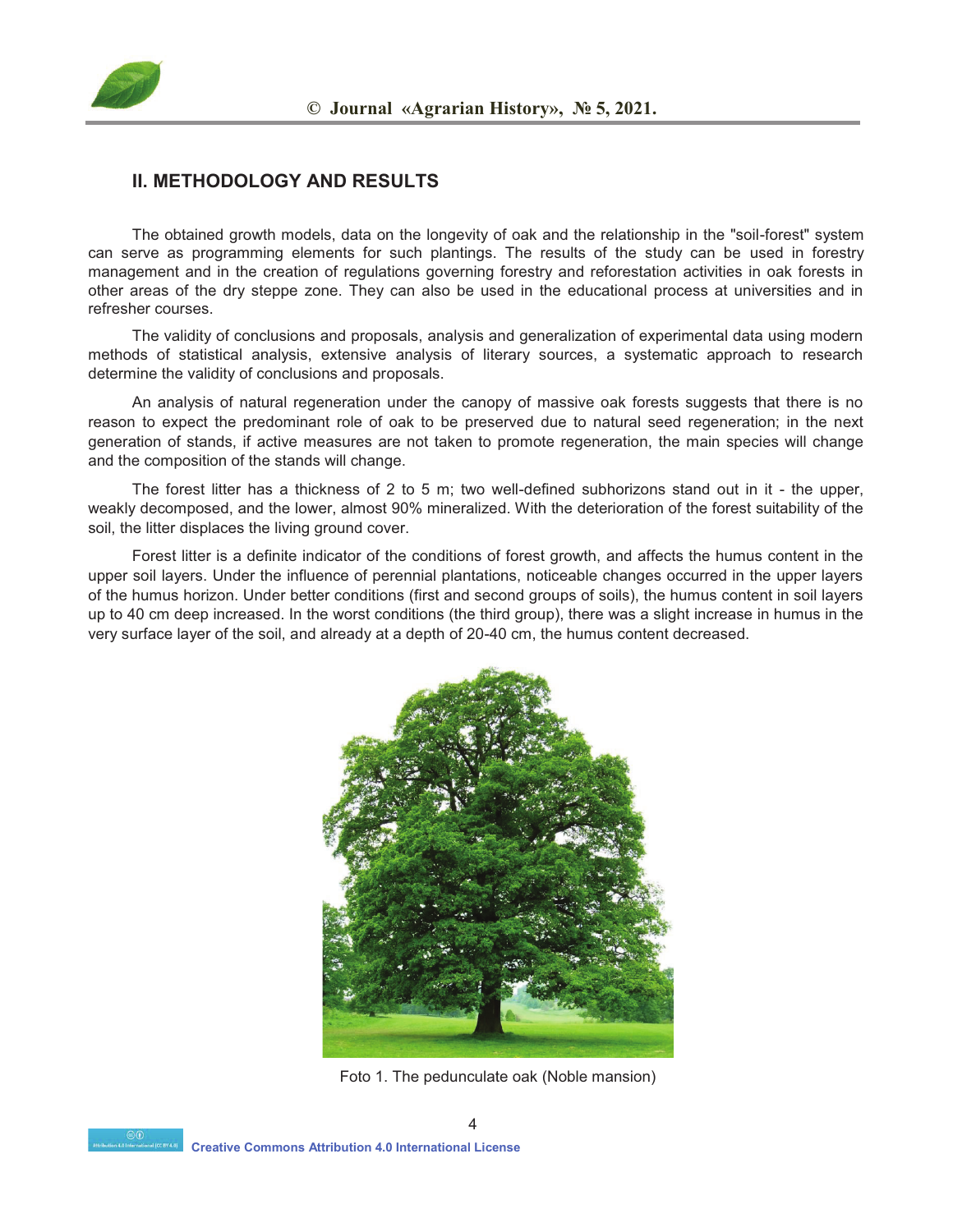## II. METHODOLOGY AND RESULTS

The obtained growth models, data on the longevity of oak and the relationship in the "soil-forest" system can serve as programming elements for such plantings. The results of the study can be used in forestry management and in the creation of regulations governing forestry and reforestation activities in oak forests in other areas of the dry steppe zone. They can also be used in the educational process at universities and in refresher courses.

The validity of conclusions and proposals, analysis and generalization of experimental data using modern methods of statistical analysis, extensive analysis of literary sources, a systematic approach to research determine the validity of conclusions and proposals.

An analysis of natural regeneration under the canopy of massive oak forests suggests that there is no reason to expect the predominant role of oak to be preserved due to natural seed regeneration; in the next generation of stands, if active measures are not taken to promote regeneration, the main species will change and the composition of the stands will change.

The forest litter has a thickness of 2 to 5 m; two well-defined subhorizons stand out in it - the upper, weakly decomposed, and the lower, almost 90% mineralized. With the deterioration of the forest suitability of the soil, the litter displaces the living ground cover.

Forest litter is a definite indicator of the conditions of forest growth, and affects the humus content in the upper soil layers. Under the influence of perennial plantations, noticeable changes occurred in the upper layers of the humus horizon. Under better conditions (first and second groups of soils), the humus content in soil layers up to 40 cm deep increased. In the worst conditions (the third group), there was a slight increase in humus in the very surface layer of the soil, and already at a depth of 20-40 cm, the humus content decreased.

Foto 1. The pedunculate oak (Noble mansion)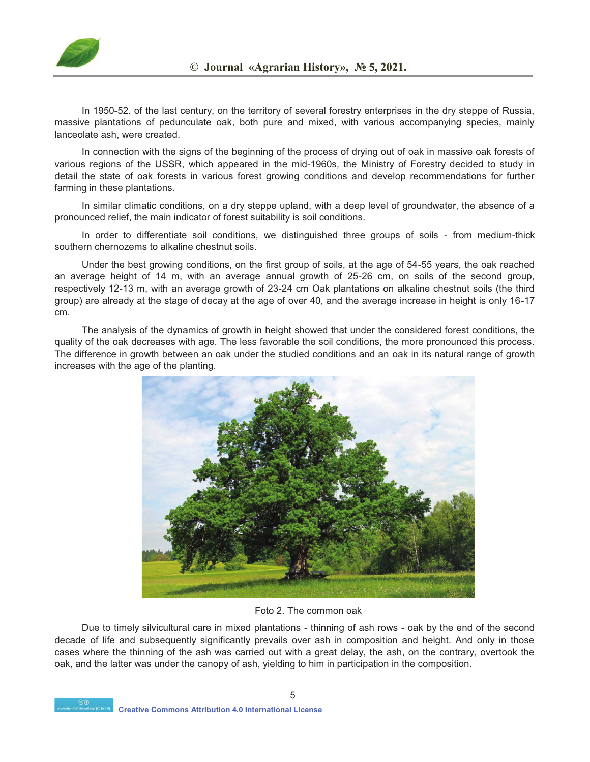In 1950-52. of the last century, on the territory of several forestry enterprises in the dry steppe of Russia, massive plantations of pedunculate oak, both pure and mixed, with various accompanying species, mainly lanceolate ash, were created.

In connection with the signs of the beginning of the process of drying out of oak in massive oak forests of various regions of the USSR, which appeared in the mid-1960s, the Ministry of Forestry decided to study in detail the state of oak forests in various forest growing conditions and develop recommendations for further farming in these plantations.

In similar climatic conditions, on a dry steppe upland, with a deep level of groundwater, the absence of a pronounced relief, the main indicator of forest suitability is soil conditions.

In order to differentiate soil conditions, we distinguished three groups of soils - from medium-thick southern chernozems to alkaline chestnut soils.

Under the best growing conditions, on the first group of soils, at the age of 54-55 years, the oak reached an average height of 14 m, with an average annual growth of 25-26 cm, on soils of the second group, respectively 12-13 m, with an average growth of 23-24 cm Oak plantations on alkaline chestnut soils (the third group) are already at the stage of decay at the age of over 40, and the average increase in height is only 16-17 cm.

The analysis of the dynamics of growth in height showed that under the considered forest conditions, the quality of the oak decreases with age. The less favorable the soil conditions, the more pronounced this process. The difference in growth between an oak under the studied conditions and an oak in its natural range of growth increases with the age of the planting.

Foto 2. The common oak

Due to timely silvicultural care in mixed plantations - thinning of ash rows - oak by the end of the second decade of life and subsequently significantly prevails over ash in composition and height. And only in those cases where the thinning of the ash was carried out with a great delay, the ash, on the contrary, overtook the oak, and the latter was under the canopy of ash, yielding to him in participation in the composition.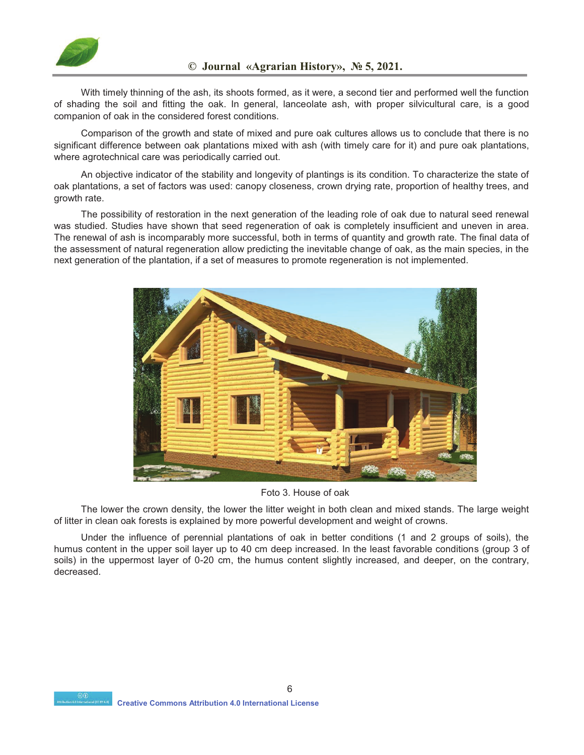With timely thinning of the ash, its shoots formed, as it were, a second tier and performed well the function of shading the soil and fitting the oak. In general, lanceolate ash, with proper silvicultural care, is a good companion of oak in the considered forest conditions.

Comparison of the growth and state of mixed and pure oak cultures allows us to conclude that there is no significant difference between oak plantations mixed with ash (with timely care for it) and pure oak plantations, where agrotechnical care was periodically carried out.

An objective indicator of the stability and longevity of plantings is its condition. To characterize the state of oak plantations, a set of factors was used: canopy closeness, crown drying rate, proportion of healthy trees, and growth rate.

The possibility of restoration in the next generation of the leading role of oak due to natural seed renewal was studied. Studies have shown that seed regeneration of oak is completely insufficient and uneven in area. The renewal of ash is incomparably more successful, both in terms of quantity and growth rate. The final data of the assessment of natural regeneration allow predicting the inevitable change of oak, as the main species, in the next generation of the plantation, if a set of measures to promote regeneration is not implemented.

Foto 3. House of oak

The lower the crown density, the lower the litter weight in both clean and mixed stands. The large weight of litter in clean oak forests is explained by more powerful development and weight of crowns.

Under the influence of perennial plantations of oak in better conditions (1 and 2 groups of soils), the humus content in the upper soil layer up to 40 cm deep increased. In the least favorable conditions (group 3 of soils) in the uppermost layer of 0-20 cm, the humus content slightly increased, and deeper, on the contrary, decreased.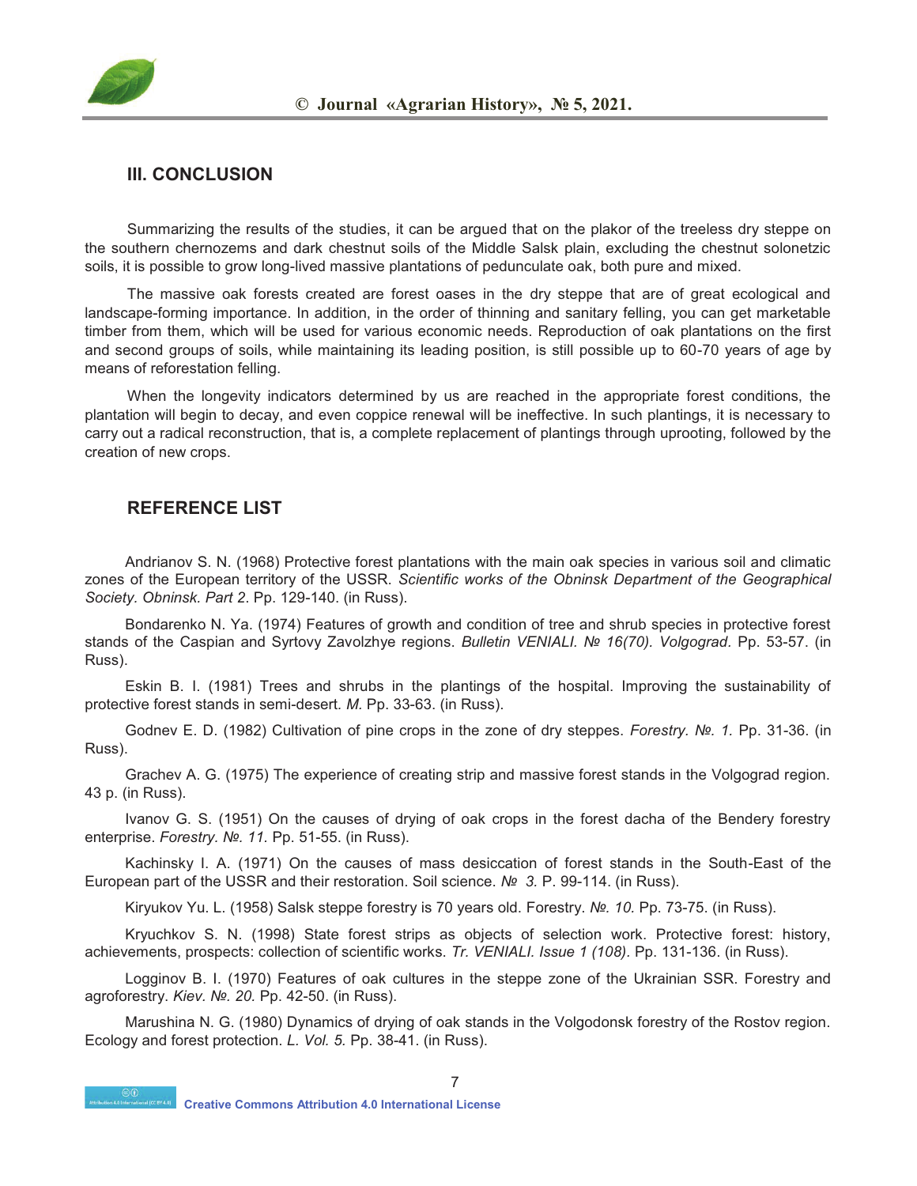## III. CONCLUSION

Summarizing the results of the studies, it can be argued that on the plakor of the treeless dry steppe on the southern chernozems and dark chestnut soils of the Middle Salsk plain, excluding the chestnut solonetzic soils, it is possible to grow long-lived massive plantations of pedunculate oak, both pure and mixed.

The massive oak forests created are forest oases in the dry steppe that are of great ecological and landscape-forming importance. In addition, in the order of thinning and sanitary felling, you can get marketable timber from them, which will be used for various economic needs. Reproduction of oak plantations on the first and second groups of soils, while maintaining its leading position, is still possible up to 60-70 years of age by means of reforestation felling.

When the longevity indicators determined by us are reached in the appropriate forest conditions, the plantation will begin to decay, and even coppice renewal will be ineffective. In such plantings, it is necessary to carry out a radical reconstruction, that is, a complete replacement of plantings through uprooting, followed by the creation of new crops.

## REFERENCE LIST

Andrianov S. N. (1968) Protective forest plantations with the main oak species in various soil and climatic zones of the European territory of the USSR. *Scientific works of the Obninsk Department of the Geographical Society. Obninsk. Part 2*. Pp. 129-140. (in Russ).

Bondarenko N. Ya. (1974) Features of growth and condition of tree and shrub species in protective forest stands of the Caspian and Syrtovy Zavolzhye regions. *Bulletin VENIALI. № 16(70). Volgograd.* Pp. 53-57. (in Russ).

Eskin B. I. (1981) Trees and shrubs in the plantings of the hospital. Improving the sustainability of protective forest stands in semi-desert. *M.* Pp. 33-63. (in Russ).

Godnev E. D. (1982) Cultivation of pine crops in the zone of dry steppes. *Forestry. №. 1.* Pp. 31-36. (in Russ).

Grachev A. G. (1975) The experience of creating strip and massive forest stands in the Volgograd region. 43 p. (in Russ).

Ivanov G. S. (1951) On the causes of drying of oak crops in the forest dacha of the Bendery forestry enterprise. *Forestry. №. 11.* Pp. 51-55. (in Russ).

Kachinsky I. A. (1971) On the causes of mass desiccation of forest stands in the South-East of the European part of the USSR and their restoration. Soil science. *№ 3.* P. 99-114. (in Russ).

Kiryukov Yu. L. (1958) Salsk steppe forestry is 70 years old. Forestry. *№. 10.* Pp. 73-75. (in Russ).

Kryuchkov S. N. (1998) State forest strips as objects of selection work. Protective forest: history, achievements, prospects: collection of scientific works. *Tr. VENIALI. Issue 1 (108).* Pp. 131-136. (in Russ).

Logginov B. I. (1970) Features of oak cultures in the steppe zone of the Ukrainian SSR. Forestry and agroforestry. *Kiev. №. 20.* Pp. 42-50. (in Russ).

Marushina N. G. (1980) Dynamics of drying of oak stands in the Volgodonsk forestry of the Rostov region. Ecology and forest protection. *L. Vol. 5.* Pp. 38-41. (in Russ).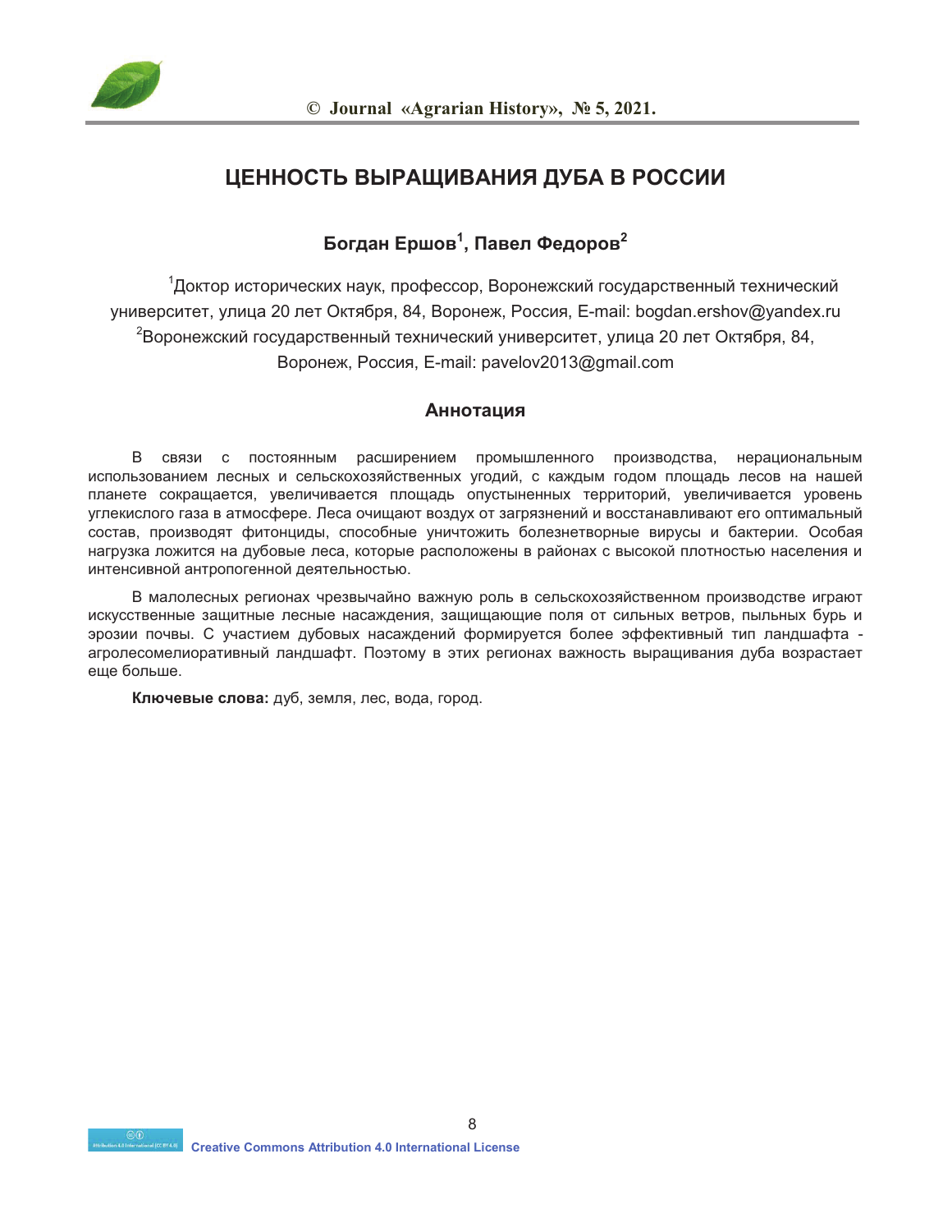# ЦЕННОСТЬ ВЫРАЩИВАНИЯ ДУБА В РОССИИ

**Богдан Ершов[1], Павел Федоров[2]**

[1]Доктор исторических наук, профессор, Воронежский государственный технический университет, улица 20 лет Октября, 84, Воронеж, Россия, E-mail: bogdan.ershov@yandex.ru
[2]Воронежский государственный технический университет, улица 20 лет Октября, 84, Воронеж, Россия, E-mail: pavelov2013@gmail.com

## Аннотация

В связи с постоянным расширением промышленного производства, нерациональным использованием лесных и сельскохозяйственных угодий, с каждым годом площадь лесов на нашей планете сокращается, увеличивается площадь опустыненных территорий, увеличивается уровень углекислого газа в атмосфере. Леса очищают воздух от загрязнений и восстанавливают его оптимальный состав, производят фитонциды, способные уничтожить болезнетворные вирусы и бактерии. Особая нагрузка ложится на дубовые леса, которые расположены в районах с высокой плотностью населения и интенсивной антропогенной деятельностью.

В малолесных регионах чрезвычайно важную роль в сельскохозяйственном производстве играют искусственные защитные лесные насаждения, защищающие поля от сильных ветров, пыльных бурь и эрозии почвы. С участием дубовых насаждений формируется более эффективный тип ландшафта - агролесомелиоративный ландшафт. Поэтому в этих регионах важность выращивания дуба возрастает еще больше.

**Ключевые слова:** дуб, земля, лес, вода, город.